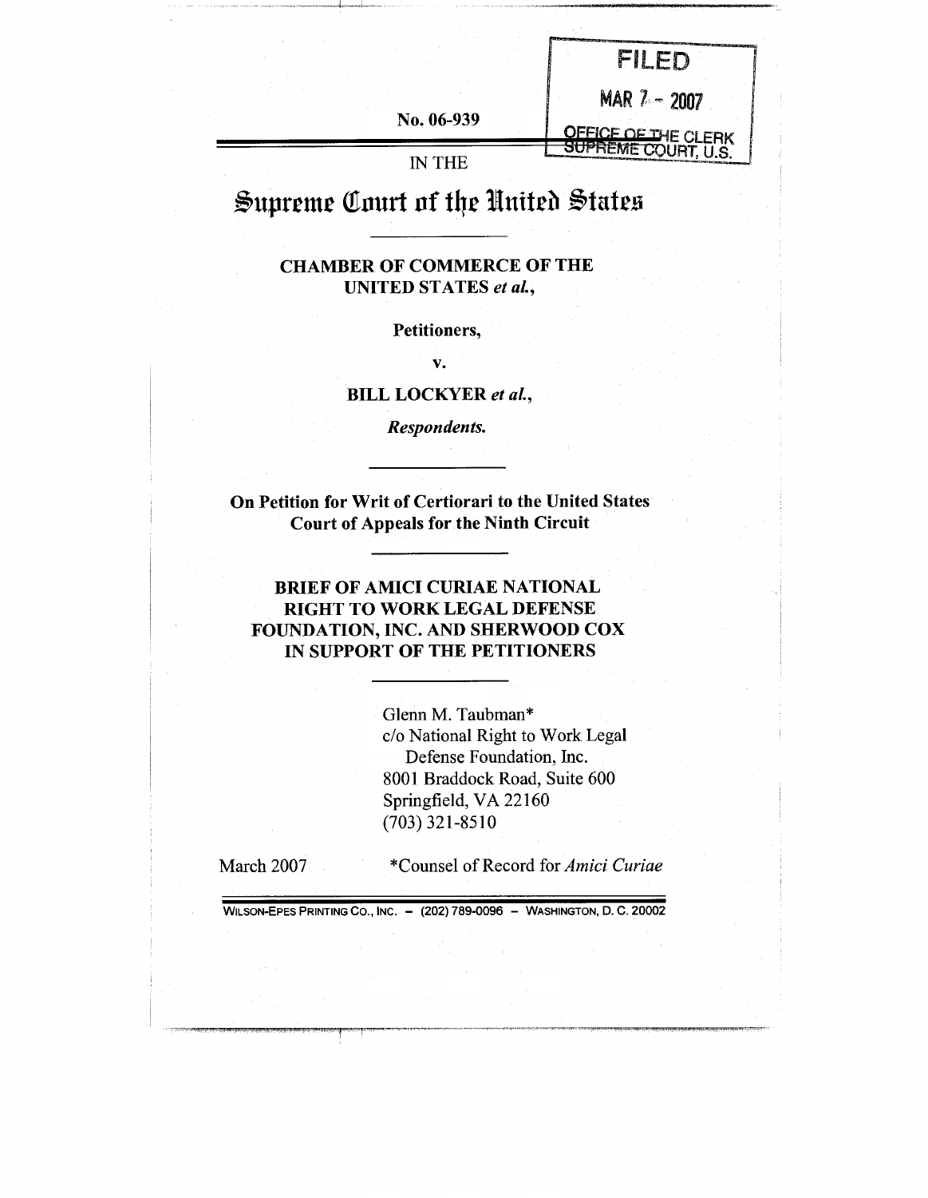FILED

MAR 7 - 2007

OFFICE OF THE CLERK
SUPREME COURT, U.S.

No. 06-939

IN THE

# Supreme Court of the United States

**CHAMBER OF COMMERCE OF THE UNITED STATES *et al.*,**

**Petitioners,**

**v.**

**BILL LOCKYER *et al.*,**

***Respondents.***

**On Petition for Writ of Certiorari to the United States Court of Appeals for the Ninth Circuit**

**BRIEF OF AMICI CURIAE NATIONAL RIGHT TO WORK LEGAL DEFENSE FOUNDATION, INC. AND SHERWOOD COX IN SUPPORT OF THE PETITIONERS**

Glenn M. Taubman*
c/o National Right to Work Legal Defense Foundation, Inc.
8001 Braddock Road, Suite 600
Springfield, VA 22160
(703) 321-8510

March 2007

*Counsel of Record for *Amici Curiae*

WILSON-EPES PRINTING CO., INC. – (202) 789-0096 – WASHINGTON, D. C. 20002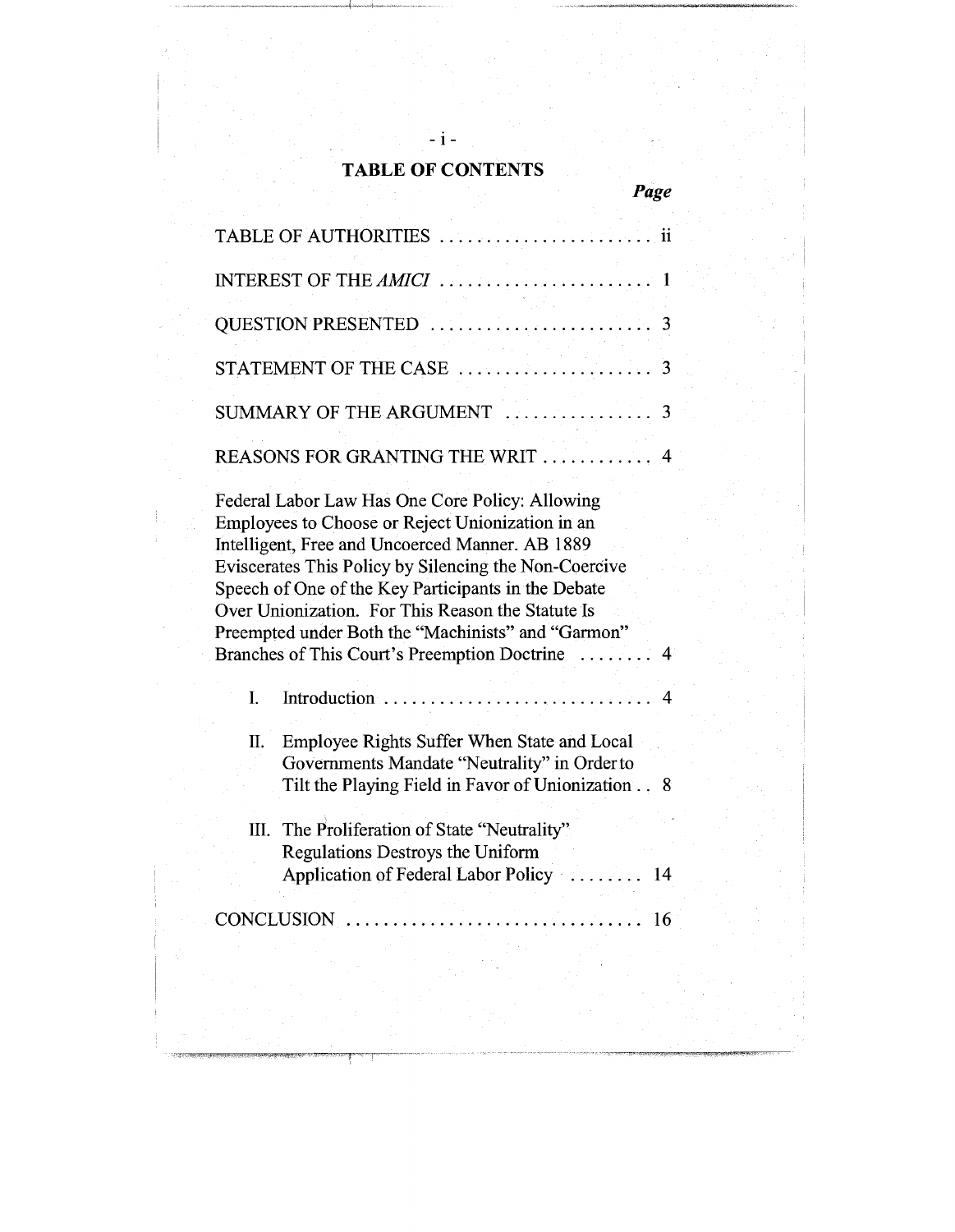# TABLE OF CONTENTS

| | Page |
|---|---|
| TABLE OF AUTHORITIES | ii |
| INTEREST OF THE *AMICI* | 1 |
| QUESTION PRESENTED | 3 |
| STATEMENT OF THE CASE | 3 |
| SUMMARY OF THE ARGUMENT | 3 |
| REASONS FOR GRANTING THE WRIT | 4 |
| Federal Labor Law Has One Core Policy: Allowing Employees to Choose or Reject Unionization in an Intelligent, Free and Uncoerced Manner. AB 1889 Eviscerates This Policy by Silencing the Non-Coercive Speech of One of the Key Participants in the Debate Over Unionization. For This Reason the Statute Is Preempted under Both the "Machinists" and "Garmon" Branches of This Court's Preemption Doctrine | 4 |
| I. Introduction | 4 |
| II. Employee Rights Suffer When State and Local Governments Mandate "Neutrality" in Order to Tilt the Playing Field in Favor of Unionization | 8 |
| III. The Proliferation of State "Neutrality" Regulations Destroys the Uniform Application of Federal Labor Policy | 14 |
| CONCLUSION | 16 |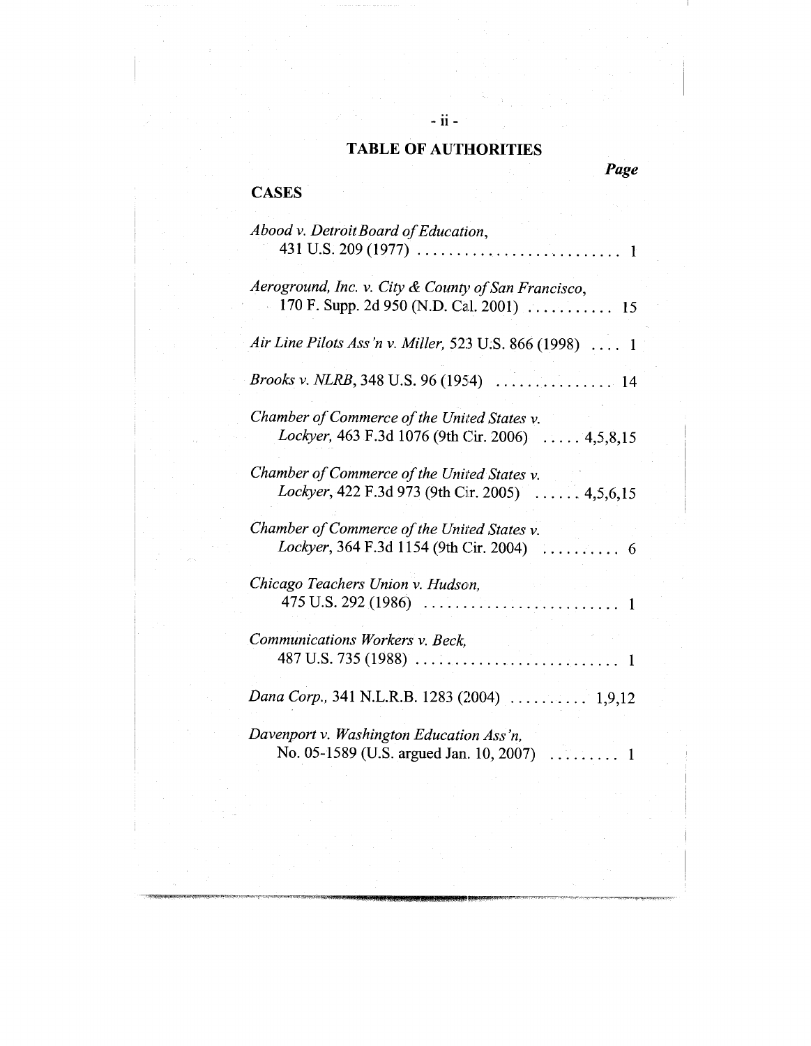# TABLE OF AUTHORITIES

*Page*

## CASES

*Abood v. Detroit Board of Education*, 431 U.S. 209 (1977) .......................... 1

*Aeroground, Inc. v. City & County of San Francisco*, 170 F. Supp. 2d 950 (N.D. Cal. 2001) ........... 15

*Air Line Pilots Ass'n v. Miller*, 523 U.S. 866 (1998) .... 1

*Brooks v. NLRB*, 348 U.S. 96 (1954) ............... 14

*Chamber of Commerce of the United States v. Lockyer*, 463 F.3d 1076 (9th Cir. 2006) ..... 4,5,8,15

*Chamber of Commerce of the United States v. Lockyer*, 422 F.3d 973 (9th Cir. 2005) ...... 4,5,6,15

*Chamber of Commerce of the United States v. Lockyer*, 364 F.3d 1154 (9th Cir. 2004) .......... 6

*Chicago Teachers Union v. Hudson*, 475 U.S. 292 (1986) ......................... 1

*Communications Workers v. Beck*, 487 U.S. 735 (1988) .......................... 1

*Dana Corp.*, 341 N.L.R.B. 1283 (2004) .......... 1,9,12

*Davenport v. Washington Education Ass'n*, No. 05-1589 (U.S. argued Jan. 10, 2007) ......... 1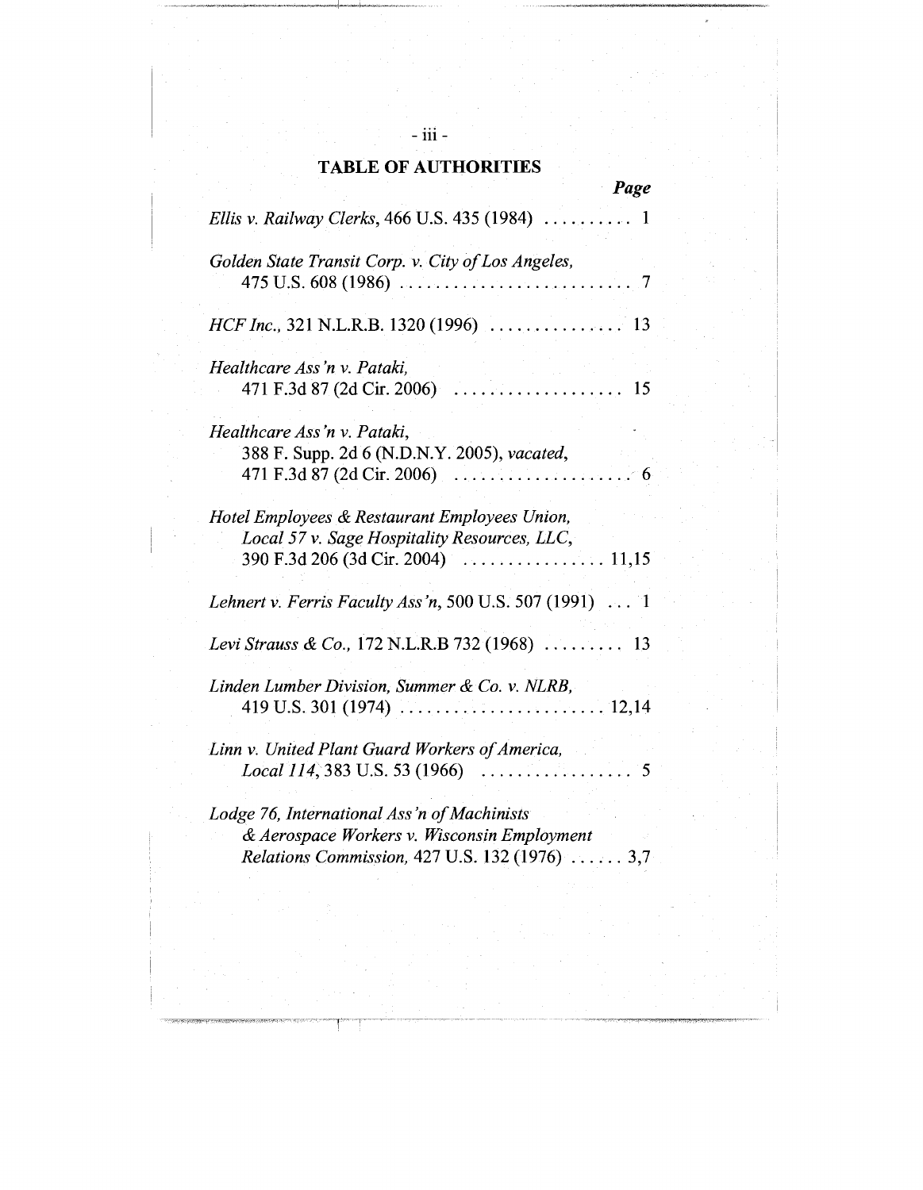## TABLE OF AUTHORITIES

**Page**

*Ellis v. Railway Clerks*, 466 U.S. 435 (1984) .......... 1

*Golden State Transit Corp. v. City of Los Angeles*, 475 U.S. 608 (1986) .......................... 7

*HCF Inc.*, 321 N.L.R.B. 1320 (1996) .............. 13

*Healthcare Ass'n v. Pataki*, 471 F.3d 87 (2d Cir. 2006) .................. 15

*Healthcare Ass'n v. Pataki*, 388 F. Supp. 2d 6 (N.D.N.Y. 2005), *vacated*, 471 F.3d 87 (2d Cir. 2006) .................... 6

*Hotel Employees & Restaurant Employees Union, Local 57 v. Sage Hospitality Resources, LLC*, 390 F.3d 206 (3d Cir. 2004) ................ 11,15

*Lehnert v. Ferris Faculty Ass'n*, 500 U.S. 507 (1991) ... 1

*Levi Strauss & Co.*, 172 N.L.R.B 732 (1968) ......... 13

*Linden Lumber Division, Summer & Co. v. NLRB*, 419 U.S. 301 (1974) ...................... 12,14

*Linn v. United Plant Guard Workers of America, Local 114*, 383 U.S. 53 (1966) ................. 5

*Lodge 76, International Ass'n of Machinists & Aerospace Workers v. Wisconsin Employment Relations Commission*, 427 U.S. 132 (1976) ...... 3,7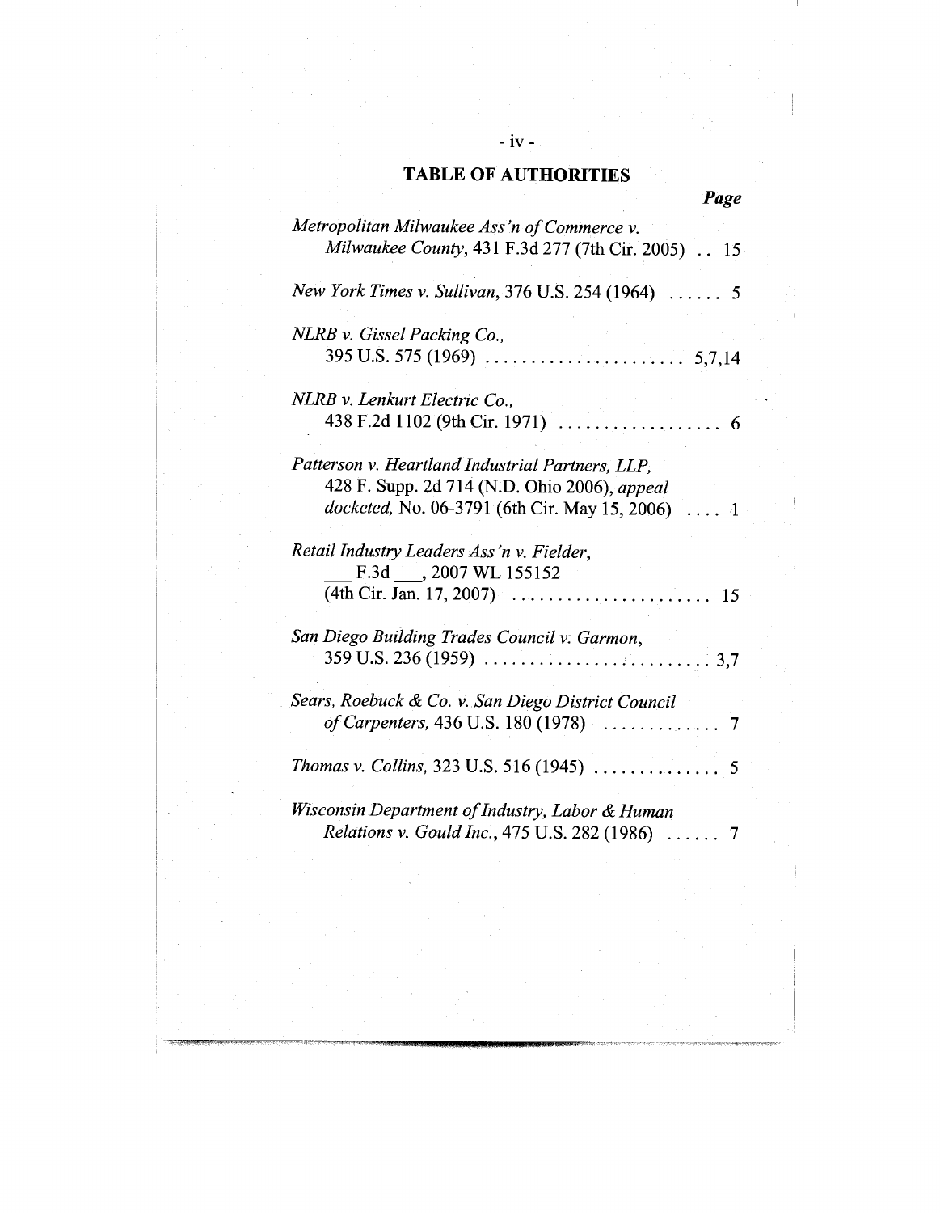## TABLE OF AUTHORITIES

*Page*

*Metropolitan Milwaukee Ass'n of Commerce v. Milwaukee County*, 431 F.3d 277 (7th Cir. 2005) .. 15

*New York Times v. Sullivan*, 376 U.S. 254 (1964) ...... 5

*NLRB v. Gissel Packing Co.*, 395 U.S. 575 (1969) ...................... 5,7,14

*NLRB v. Lenkurt Electric Co.*, 438 F.2d 1102 (9th Cir. 1971) .................. 6

*Patterson v. Heartland Industrial Partners, LLP*, 428 F. Supp. 2d 714 (N.D. Ohio 2006), *appeal docketed*, No. 06-3791 (6th Cir. May 15, 2006) .... 1

*Retail Industry Leaders Ass'n v. Fielder*, ___ F.3d ___, 2007 WL 155152 (4th Cir. Jan. 17, 2007) ...................... 15

*San Diego Building Trades Council v. Garmon*, 359 U.S. 236 (1959) ........................ 3,7

*Sears, Roebuck & Co. v. San Diego District Council of Carpenters*, 436 U.S. 180 (1978) ............. 7

*Thomas v. Collins*, 323 U.S. 516 (1945) .............. 5

*Wisconsin Department of Industry, Labor & Human Relations v. Gould Inc.*, 475 U.S. 282 (1986) ...... 7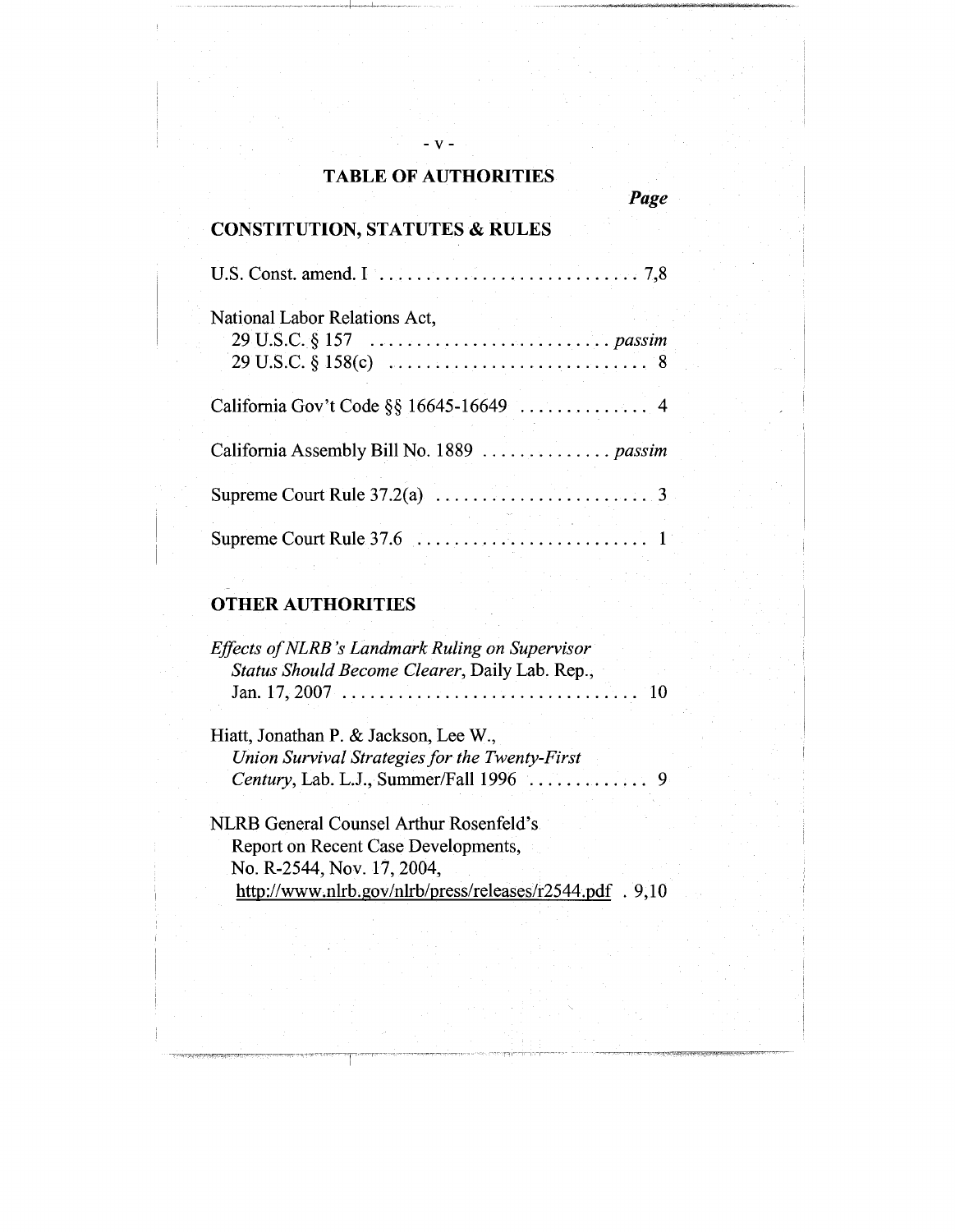# TABLE OF AUTHORITIES

*Page*

## CONSTITUTION, STATUTES & RULES

U.S. Const. amend. I . . . . . . . . . . . . . . . . . . . . . . . . . . . . 7,8

National Labor Relations Act,
29 U.S.C. § 157 . . . . . . . . . . . . . . . . . . . . . . . . . . *passim*
29 U.S.C. § 158(c) . . . . . . . . . . . . . . . . . . . . . . . . . . . 8

California Gov't Code §§ 16645-16649 . . . . . . . . . . . . . 4

California Assembly Bill No. 1889 . . . . . . . . . . . . . *passim*

Supreme Court Rule 37.2(a) . . . . . . . . . . . . . . . . . . . . . . . 3

Supreme Court Rule 37.6 . . . . . . . . . . . . . . . . . . . . . . . . . 1

## OTHER AUTHORITIES

*Effects of NLRB's Landmark Ruling on Supervisor Status Should Become Clearer*, Daily Lab. Rep., Jan. 17, 2007 . . . . . . . . . . . . . . . . . . . . . . . . . . . . . . . . 10

Hiatt, Jonathan P. & Jackson, Lee W., *Union Survival Strategies for the Twenty-First Century*, Lab. L.J., Summer/Fall 1996 . . . . . . . . . . . . 9

NLRB General Counsel Arthur Rosenfeld's Report on Recent Case Developments, No. R-2544, Nov. 17, 2004, http://www.nlrb.gov/nlrb/press/releases/r2544.pdf . 9,10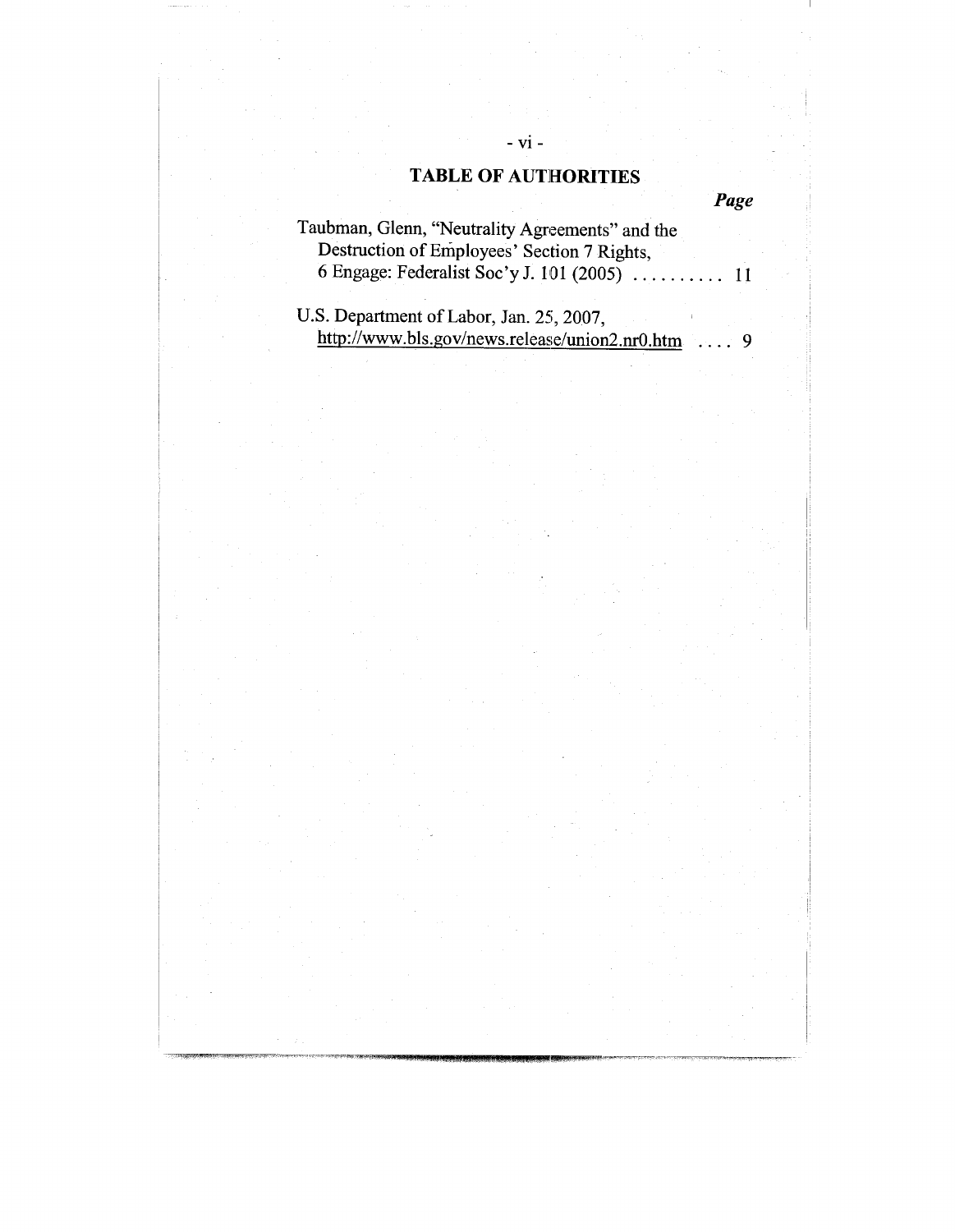## TABLE OF AUTHORITIES

*Page*

Taubman, Glenn, "Neutrality Agreements" and the Destruction of Employees' Section 7 Rights, 6 Engage: Federalist Soc'y J. 101 (2005) .......... 11

U.S. Department of Labor, Jan. 25, 2007, http://www.bls.gov/news.release/union2.nr0.htm .... 9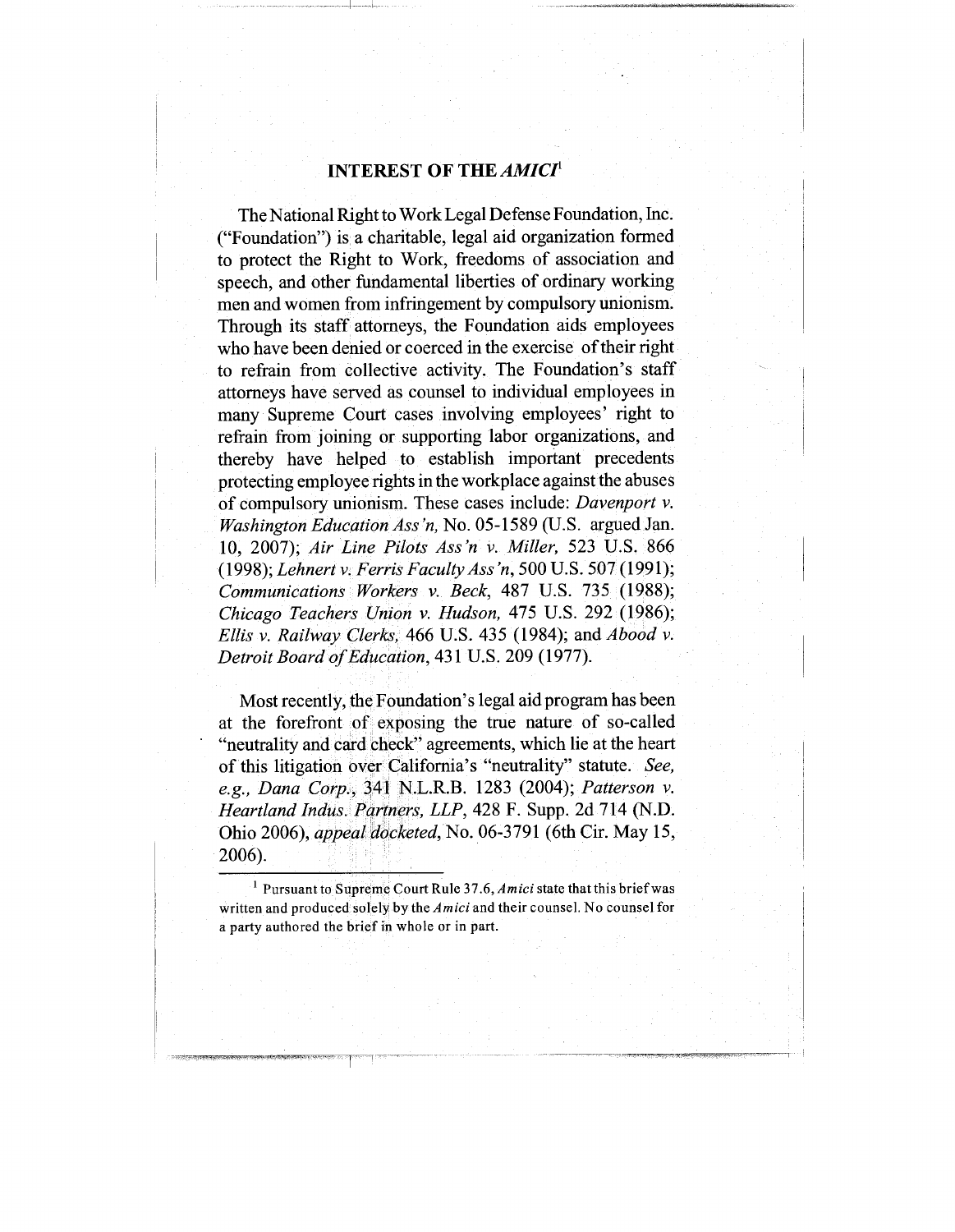## INTEREST OF THE *AMICI*[1]

The National Right to Work Legal Defense Foundation, Inc. ("Foundation") is a charitable, legal aid organization formed to protect the Right to Work, freedoms of association and speech, and other fundamental liberties of ordinary working men and women from infringement by compulsory unionism. Through its staff attorneys, the Foundation aids employees who have been denied or coerced in the exercise of their right to refrain from collective activity. The Foundation's staff attorneys have served as counsel to individual employees in many Supreme Court cases involving employees' right to refrain from joining or supporting labor organizations, and thereby have helped to establish important precedents protecting employee rights in the workplace against the abuses of compulsory unionism. These cases include: *Davenport v. Washington Education Ass'n,* No. 05-1589 (U.S. argued Jan. 10, 2007); *Air Line Pilots Ass'n v. Miller,* 523 U.S. 866 (1998); *Lehnert v. Ferris Faculty Ass'n*, 500 U.S. 507 (1991); *Communications Workers v. Beck,* 487 U.S. 735 (1988); *Chicago Teachers Union v. Hudson,* 475 U.S. 292 (1986); *Ellis v. Railway Clerks,* 466 U.S. 435 (1984); and *Abood v. Detroit Board of Education*, 431 U.S. 209 (1977).

Most recently, the Foundation's legal aid program has been at the forefront of exposing the true nature of so-called "neutrality and card check" agreements, which lie at the heart of this litigation over California's "neutrality" statute. *See, e.g., Dana Corp.*, 341 N.L.R.B. 1283 (2004); *Patterson v. Heartland Indus. Partners, LLP*, 428 F. Supp. 2d 714 (N.D. Ohio 2006), *appeal docketed*, No. 06-3791 (6th Cir. May 15, 2006).

---

[1] Pursuant to Supreme Court Rule 37.6, *Amici* state that this brief was written and produced solely by the *Amici* and their counsel. No counsel for a party authored the brief in whole or in part.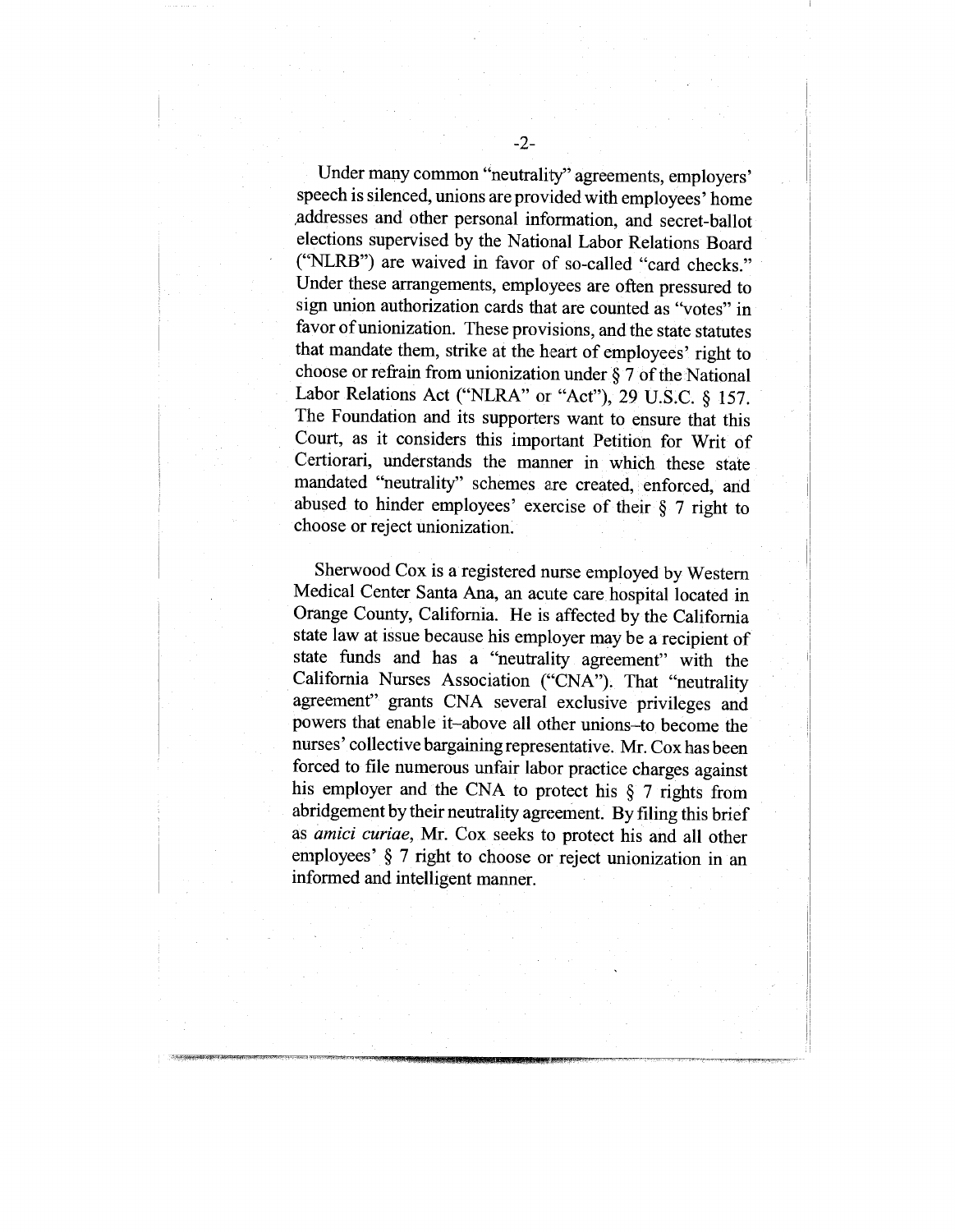Under many common "neutrality" agreements, employers' speech is silenced, unions are provided with employees' home addresses and other personal information, and secret-ballot elections supervised by the National Labor Relations Board ("NLRB") are waived in favor of so-called "card checks." Under these arrangements, employees are often pressured to sign union authorization cards that are counted as "votes" in favor of unionization. These provisions, and the state statutes that mandate them, strike at the heart of employees' right to choose or refrain from unionization under § 7 of the National Labor Relations Act ("NLRA" or "Act"), 29 U.S.C. § 157. The Foundation and its supporters want to ensure that this Court, as it considers this important Petition for Writ of Certiorari, understands the manner in which these state mandated "neutrality" schemes are created, enforced, and abused to hinder employees' exercise of their § 7 right to choose or reject unionization.

Sherwood Cox is a registered nurse employed by Western Medical Center Santa Ana, an acute care hospital located in Orange County, California. He is affected by the California state law at issue because his employer may be a recipient of state funds and has a "neutrality agreement" with the California Nurses Association ("CNA"). That "neutrality agreement" grants CNA several exclusive privileges and powers that enable it–above all other unions–to become the nurses' collective bargaining representative. Mr. Cox has been forced to file numerous unfair labor practice charges against his employer and the CNA to protect his § 7 rights from abridgement by their neutrality agreement. By filing this brief as *amici curiae*, Mr. Cox seeks to protect his and all other employees' § 7 right to choose or reject unionization in an informed and intelligent manner.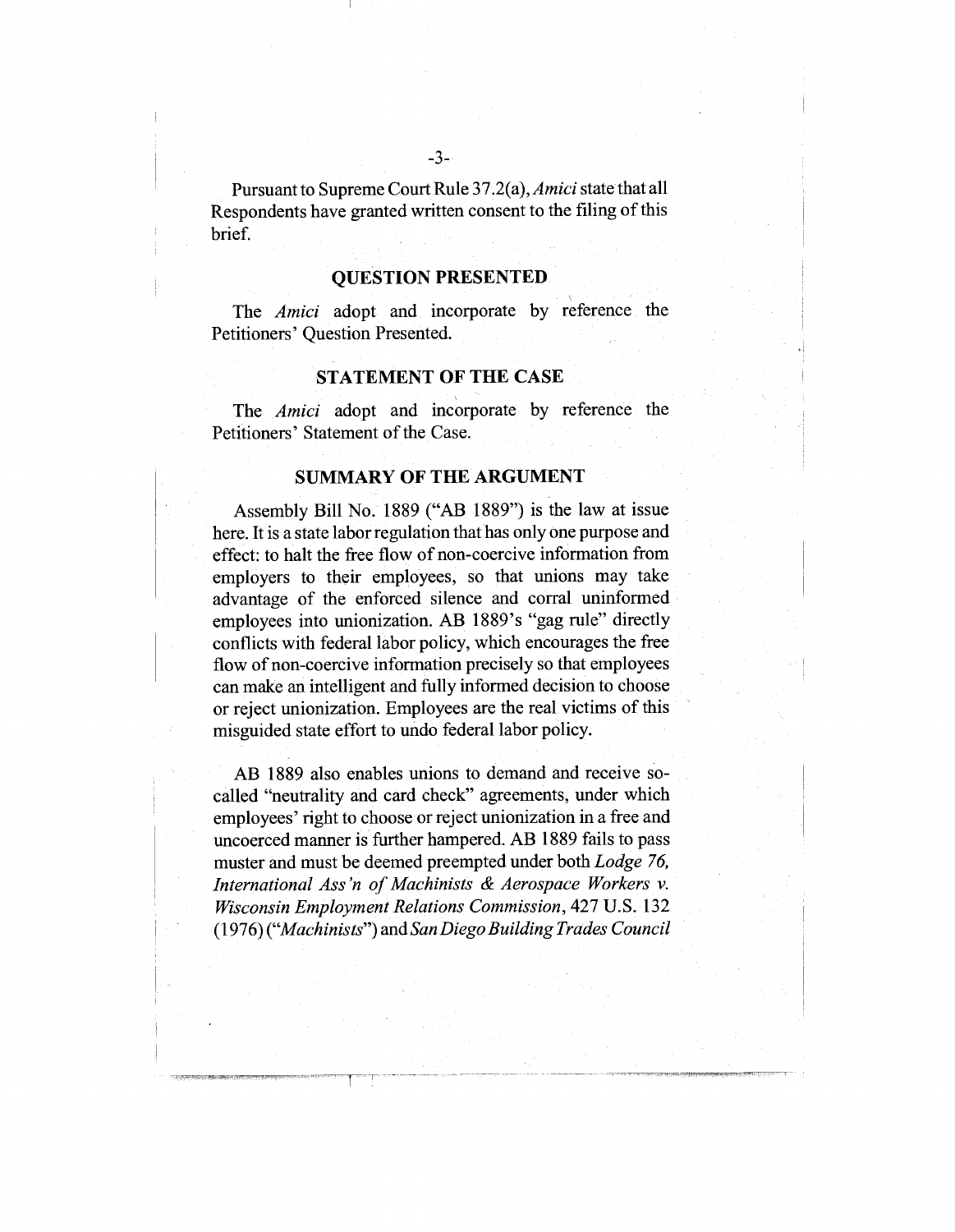Pursuant to Supreme Court Rule 37.2(a), *Amici* state that all Respondents have granted written consent to the filing of this brief.

## QUESTION PRESENTED

The *Amici* adopt and incorporate by reference the Petitioners' Question Presented.

## STATEMENT OF THE CASE

The *Amici* adopt and incorporate by reference the Petitioners' Statement of the Case.

## SUMMARY OF THE ARGUMENT

Assembly Bill No. 1889 ("AB 1889") is the law at issue here. It is a state labor regulation that has only one purpose and effect: to halt the free flow of non-coercive information from employers to their employees, so that unions may take advantage of the enforced silence and corral uninformed employees into unionization. AB 1889's "gag rule" directly conflicts with federal labor policy, which encourages the free flow of non-coercive information precisely so that employees can make an intelligent and fully informed decision to choose or reject unionization. Employees are the real victims of this misguided state effort to undo federal labor policy.

AB 1889 also enables unions to demand and receive so-called "neutrality and card check" agreements, under which employees' right to choose or reject unionization in a free and uncoerced manner is further hampered. AB 1889 fails to pass muster and must be deemed preempted under both *Lodge 76, International Ass'n of Machinists & Aerospace Workers v. Wisconsin Employment Relations Commission*, 427 U.S. 132 (1976) ("*Machinists*") and *San Diego Building Trades Council*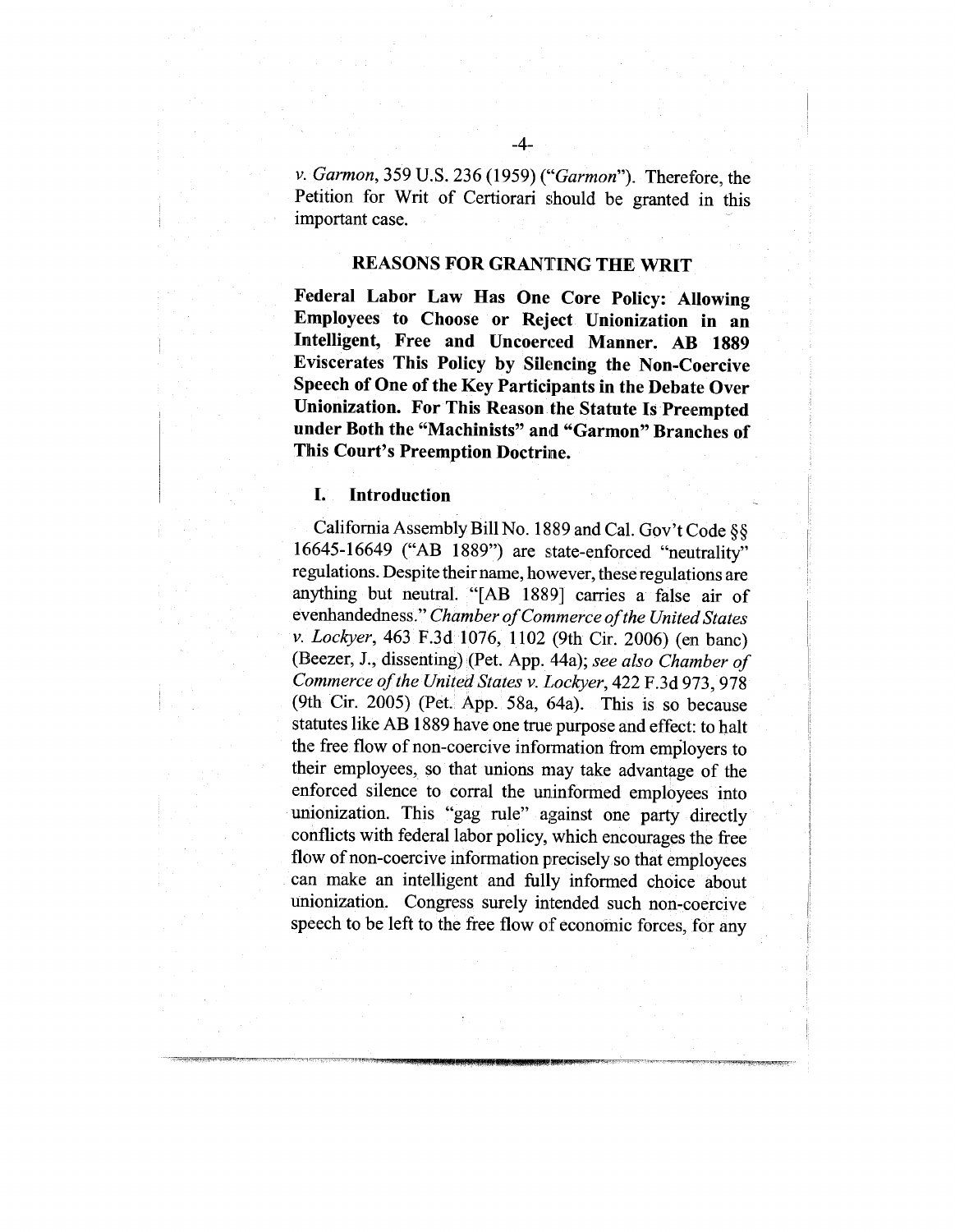*v. Garmon*, 359 U.S. 236 (1959) ("*Garmon*"). Therefore, the Petition for Writ of Certiorari should be granted in this important case.

## REASONS FOR GRANTING THE WRIT

**Federal Labor Law Has One Core Policy: Allowing Employees to Choose or Reject Unionization in an Intelligent, Free and Uncoerced Manner. AB 1889 Eviscerates This Policy by Silencing the Non-Coercive Speech of One of the Key Participants in the Debate Over Unionization. For This Reason the Statute Is Preempted under Both the "Machinists" and "Garmon" Branches of This Court's Preemption Doctrine.**

### I. Introduction

California Assembly Bill No. 1889 and Cal. Gov't Code §§ 16645-16649 ("AB 1889") are state-enforced "neutrality" regulations. Despite their name, however, these regulations are anything but neutral. "[AB 1889] carries a false air of evenhandedness." *Chamber of Commerce of the United States v. Lockyer*, 463 F.3d 1076, 1102 (9th Cir. 2006) (en banc) (Beezer, J., dissenting) (Pet. App. 44a); *see also Chamber of Commerce of the United States v. Lockyer*, 422 F.3d 973, 978 (9th Cir. 2005) (Pet. App. 58a, 64a). This is so because statutes like AB 1889 have one true purpose and effect: to halt the free flow of non-coercive information from employers to their employees, so that unions may take advantage of the enforced silence to corral the uninformed employees into unionization. This "gag rule" against one party directly conflicts with federal labor policy, which encourages the free flow of non-coercive information precisely so that employees can make an intelligent and fully informed choice about unionization. Congress surely intended such non-coercive speech to be left to the free flow of economic forces, for any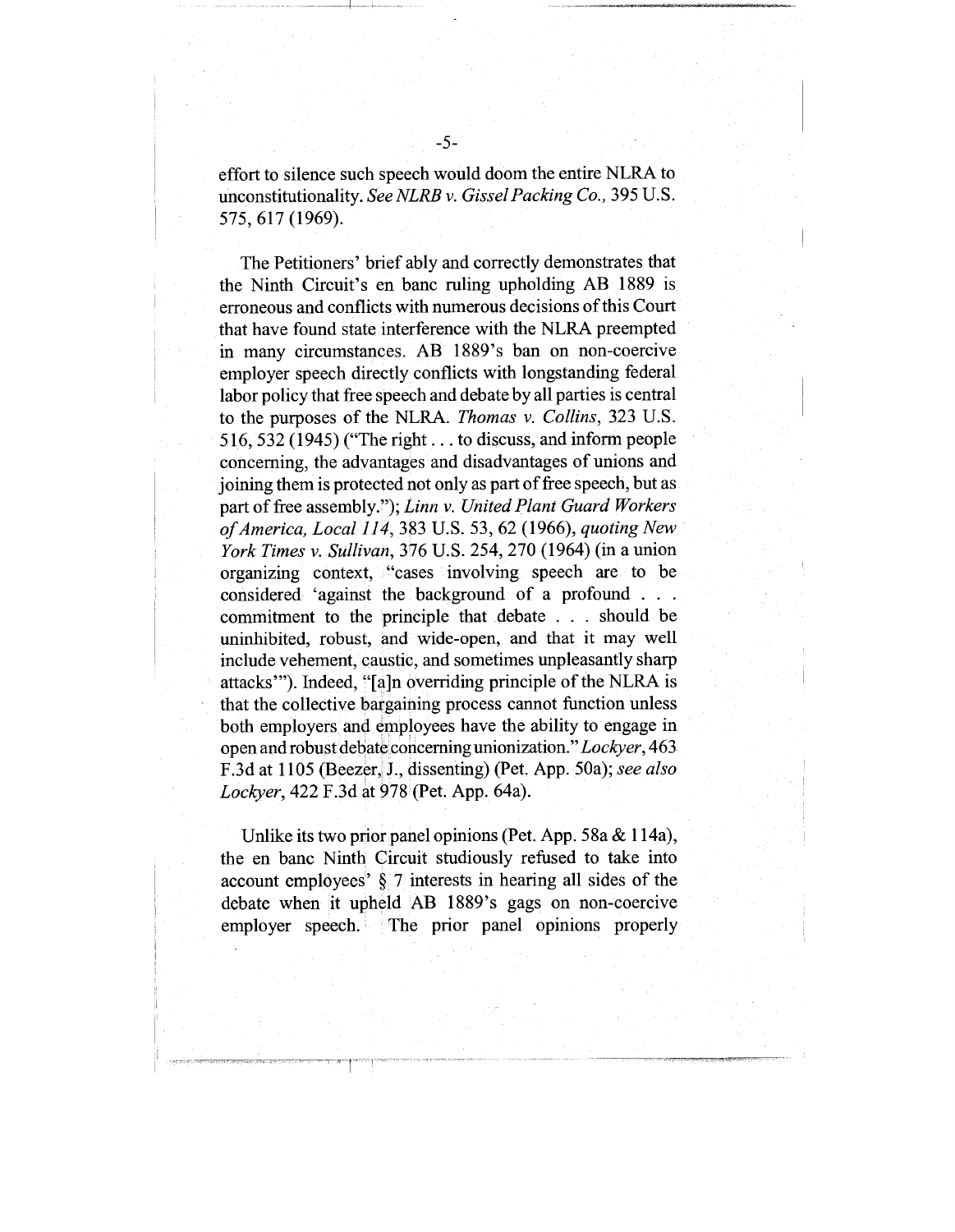effort to silence such speech would doom the entire NLRA to unconstitutionality. *See NLRB v. Gissel Packing Co.*, 395 U.S. 575, 617 (1969).

The Petitioners' brief ably and correctly demonstrates that the Ninth Circuit's en banc ruling upholding AB 1889 is erroneous and conflicts with numerous decisions of this Court that have found state interference with the NLRA preempted in many circumstances. AB 1889's ban on non-coercive employer speech directly conflicts with longstanding federal labor policy that free speech and debate by all parties is central to the purposes of the NLRA. *Thomas v. Collins*, 323 U.S. 516, 532 (1945) ("The right . . . to discuss, and inform people concerning, the advantages and disadvantages of unions and joining them is protected not only as part of free speech, but as part of free assembly."); *Linn v. United Plant Guard Workers of America, Local 114*, 383 U.S. 53, 62 (1966), *quoting New York Times v. Sullivan*, 376 U.S. 254, 270 (1964) (in a union organizing context, "cases involving speech are to be considered 'against the background of a profound . . . commitment to the principle that debate . . . should be uninhibited, robust, and wide-open, and that it may well include vehement, caustic, and sometimes unpleasantly sharp attacks'"). Indeed, "[a]n overriding principle of the NLRA is that the collective bargaining process cannot function unless both employers and employees have the ability to engage in open and robust debate concerning unionization." *Lockyer*, 463 F.3d at 1105 (Beezer, J., dissenting) (Pet. App. 50a); *see also Lockyer*, 422 F.3d at 978 (Pet. App. 64a).

Unlike its two prior panel opinions (Pet. App. 58a & 114a), the en banc Ninth Circuit studiously refused to take into account employees' § 7 interests in hearing all sides of the debate when it upheld AB 1889's gags on non-coercive employer speech. The prior panel opinions properly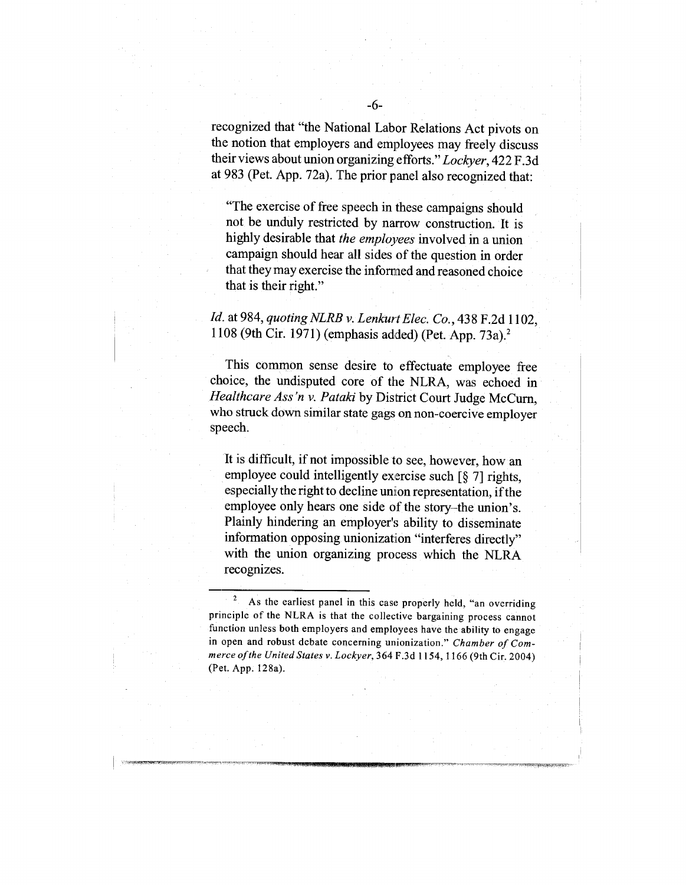recognized that "the National Labor Relations Act pivots on the notion that employers and employees may freely discuss their views about union organizing efforts." *Lockyer*, 422 F.3d at 983 (Pet. App. 72a). The prior panel also recognized that:

> "The exercise of free speech in these campaigns should not be unduly restricted by narrow construction. It is highly desirable that *the employees* involved in a union campaign should hear all sides of the question in order that they may exercise the informed and reasoned choice that is their right."

*Id.* at 984, *quoting NLRB v. Lenkurt Elec. Co.*, 438 F.2d 1102, 1108 (9th Cir. 1971) (emphasis added) (Pet. App. 73a).[2]

This common sense desire to effectuate employee free choice, the undisputed core of the NLRA, was echoed in *Healthcare Ass'n v. Pataki* by District Court Judge McCurn, who struck down similar state gags on non-coercive employer speech.

> It is difficult, if not impossible to see, however, how an employee could intelligently exercise such [§ 7] rights, especially the right to decline union representation, if the employee only hears one side of the story–the union's. Plainly hindering an employer's ability to disseminate information opposing unionization "interferes directly" with the union organizing process which the NLRA recognizes.

---

[2] As the earliest panel in this case properly held, "an overriding principle of the NLRA is that the collective bargaining process cannot function unless both employers and employees have the ability to engage in open and robust debate concerning unionization." *Chamber of Commerce of the United States v. Lockyer*, 364 F.3d 1154, 1166 (9th Cir. 2004) (Pet. App. 128a).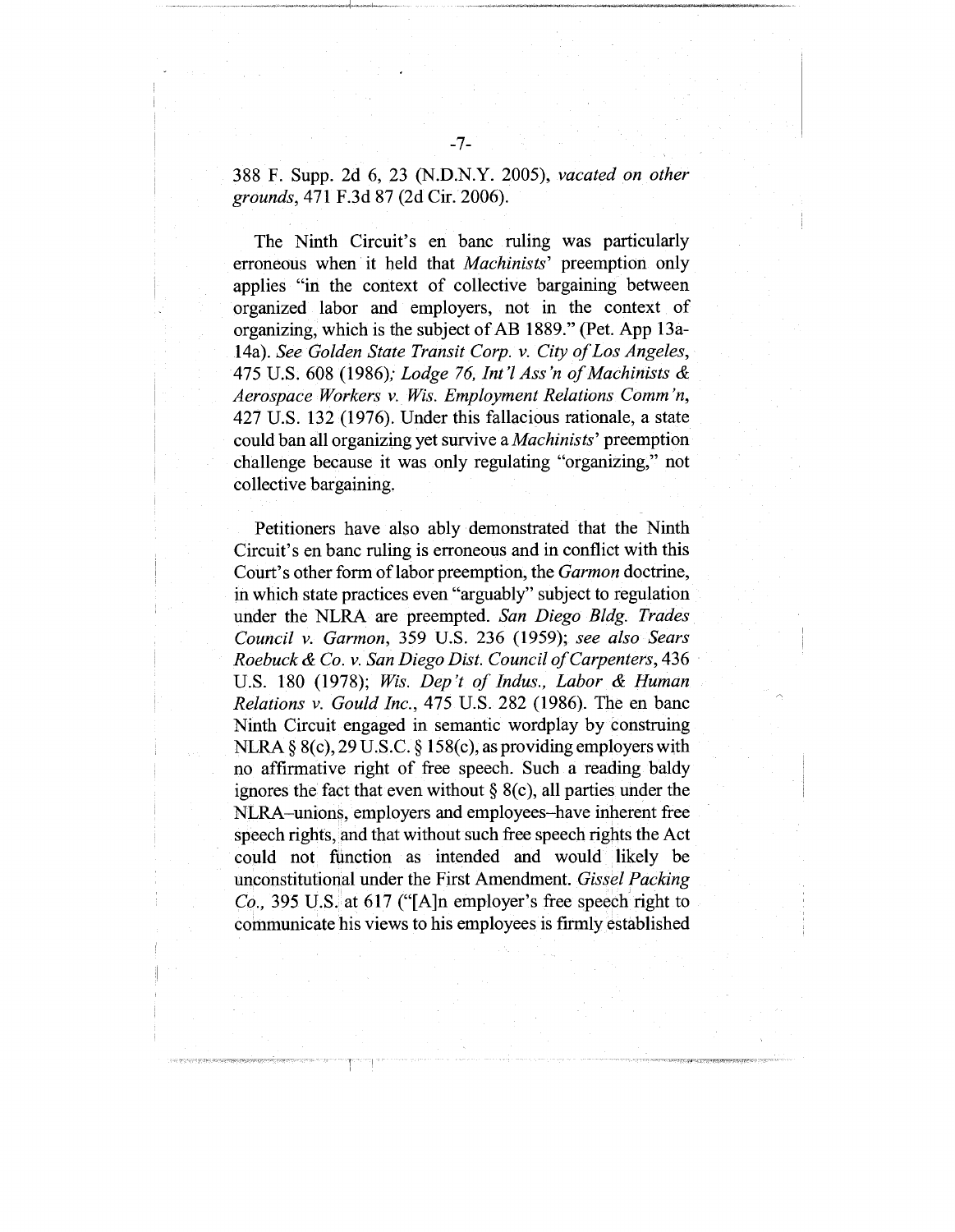388 F. Supp. 2d 6, 23 (N.D.N.Y. 2005), *vacated on other grounds*, 471 F.3d 87 (2d Cir. 2006).

The Ninth Circuit's en banc ruling was particularly erroneous when it held that *Machinists*' preemption only applies "in the context of collective bargaining between organized labor and employers, not in the context of organizing, which is the subject of AB 1889." (Pet. App 13a-14a). *See Golden State Transit Corp. v. City of Los Angeles*, 475 U.S. 608 (1986); *Lodge 76, Int'l Ass'n of Machinists & Aerospace Workers v. Wis. Employment Relations Comm'n*, 427 U.S. 132 (1976). Under this fallacious rationale, a state could ban all organizing yet survive a *Machinists*' preemption challenge because it was only regulating "organizing," not collective bargaining.

Petitioners have also ably demonstrated that the Ninth Circuit's en banc ruling is erroneous and in conflict with this Court's other form of labor preemption, the *Garmon* doctrine, in which state practices even "arguably" subject to regulation under the NLRA are preempted. *San Diego Bldg. Trades Council v. Garmon*, 359 U.S. 236 (1959); *see also Sears Roebuck & Co. v. San Diego Dist. Council of Carpenters*, 436 U.S. 180 (1978); *Wis. Dep't of Indus., Labor & Human Relations v. Gould Inc.*, 475 U.S. 282 (1986). The en banc Ninth Circuit engaged in semantic wordplay by construing NLRA § 8(c), 29 U.S.C. § 158(c), as providing employers with no affirmative right of free speech. Such a reading baldy ignores the fact that even without § 8(c), all parties under the NLRA–unions, employers and employees–have inherent free speech rights, and that without such free speech rights the Act could not function as intended and would likely be unconstitutional under the First Amendment. *Gissel Packing Co.*, 395 U.S. at 617 ("[A]n employer's free speech right to communicate his views to his employees is firmly established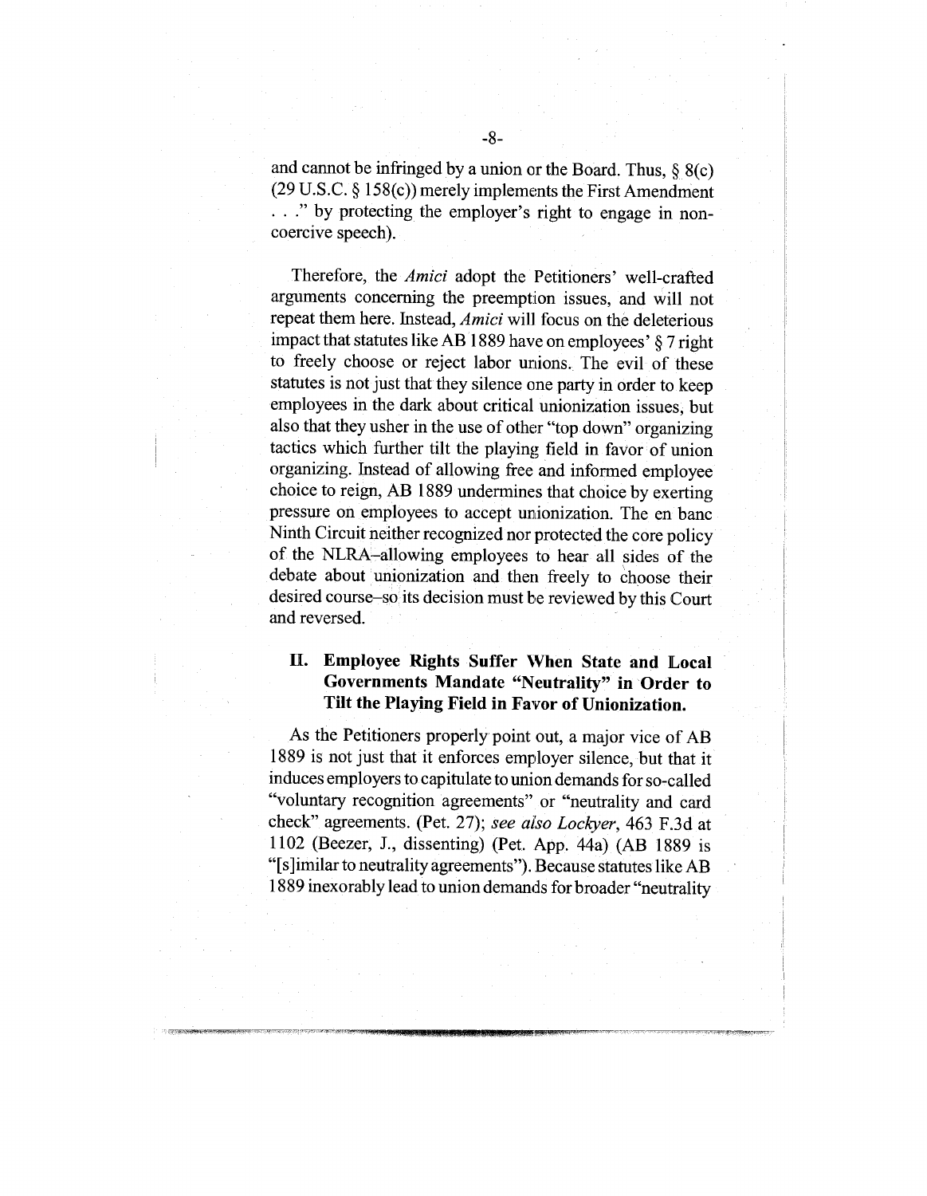and cannot be infringed by a union or the Board. Thus, § 8(c) (29 U.S.C. § 158(c)) merely implements the First Amendment . . ." by protecting the employer's right to engage in non-coercive speech).

Therefore, the *Amici* adopt the Petitioners' well-crafted arguments concerning the preemption issues, and will not repeat them here. Instead, *Amici* will focus on the deleterious impact that statutes like AB 1889 have on employees' § 7 right to freely choose or reject labor unions. The evil of these statutes is not just that they silence one party in order to keep employees in the dark about critical unionization issues, but also that they usher in the use of other "top down" organizing tactics which further tilt the playing field in favor of union organizing. Instead of allowing free and informed employee choice to reign, AB 1889 undermines that choice by exerting pressure on employees to accept unionization. The en banc Ninth Circuit neither recognized nor protected the core policy of the NLRA–allowing employees to hear all sides of the debate about unionization and then freely to choose their desired course–so its decision must be reviewed by this Court and reversed.

## II. Employee Rights Suffer When State and Local Governments Mandate "Neutrality" in Order to Tilt the Playing Field in Favor of Unionization.

As the Petitioners properly point out, a major vice of AB 1889 is not just that it enforces employer silence, but that it induces employers to capitulate to union demands for so-called "voluntary recognition agreements" or "neutrality and card check" agreements. (Pet. 27); *see also Lockyer*, 463 F.3d at 1102 (Beezer, J., dissenting) (Pet. App. 44a) (AB 1889 is "[s]imilar to neutrality agreements"). Because statutes like AB 1889 inexorably lead to union demands for broader "neutrality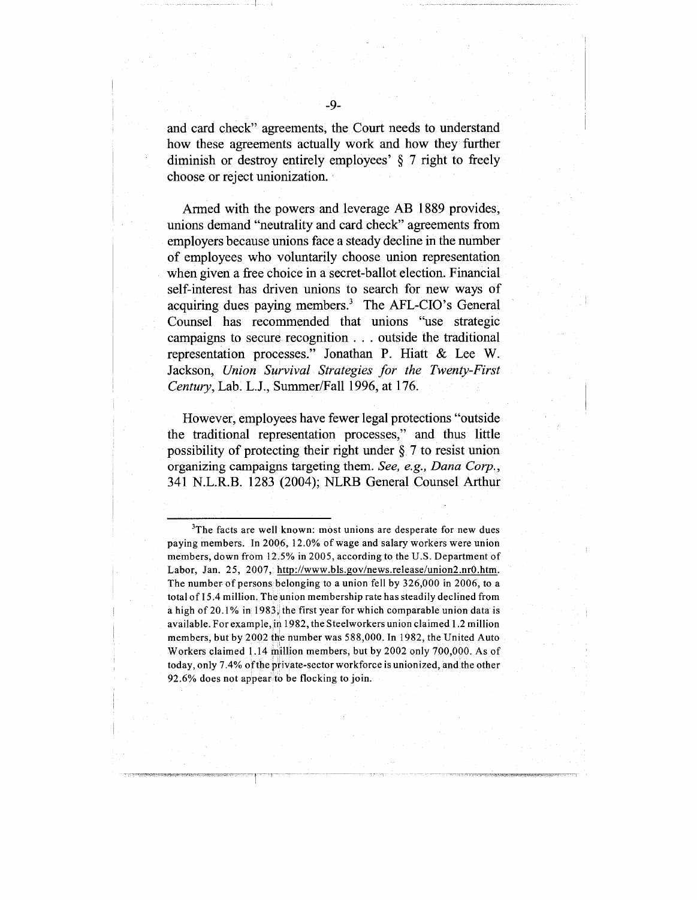and card check" agreements, the Court needs to understand how these agreements actually work and how they further diminish or destroy entirely employees' § 7 right to freely choose or reject unionization.

Armed with the powers and leverage AB 1889 provides, unions demand "neutrality and card check" agreements from employers because unions face a steady decline in the number of employees who voluntarily choose union representation when given a free choice in a secret-ballot election. Financial self-interest has driven unions to search for new ways of acquiring dues paying members.[3] The AFL-CIO's General Counsel has recommended that unions "use strategic campaigns to secure recognition . . . outside the traditional representation processes." Jonathan P. Hiatt & Lee W. Jackson, *Union Survival Strategies for the Twenty-First Century*, Lab. L.J., Summer/Fall 1996, at 176.

However, employees have fewer legal protections "outside the traditional representation processes," and thus little possibility of protecting their right under § 7 to resist union organizing campaigns targeting them. *See, e.g., Dana Corp.*, 341 N.L.R.B. 1283 (2004); NLRB General Counsel Arthur

---

[3]The facts are well known: most unions are desperate for new dues paying members. In 2006, 12.0% of wage and salary workers were union members, down from 12.5% in 2005, according to the U.S. Department of Labor, Jan. 25, 2007, http://www.bls.gov/news.release/union2.nr0.htm. The number of persons belonging to a union fell by 326,000 in 2006, to a total of 15.4 million. The union membership rate has steadily declined from a high of 20.1% in 1983, the first year for which comparable union data is available. For example, in 1982, the Steelworkers union claimed 1.2 million members, but by 2002 the number was 588,000. In 1982, the United Auto Workers claimed 1.14 million members, but by 2002 only 700,000. As of today, only 7.4% of the private-sector workforce is unionized, and the other 92.6% does not appear to be flocking to join.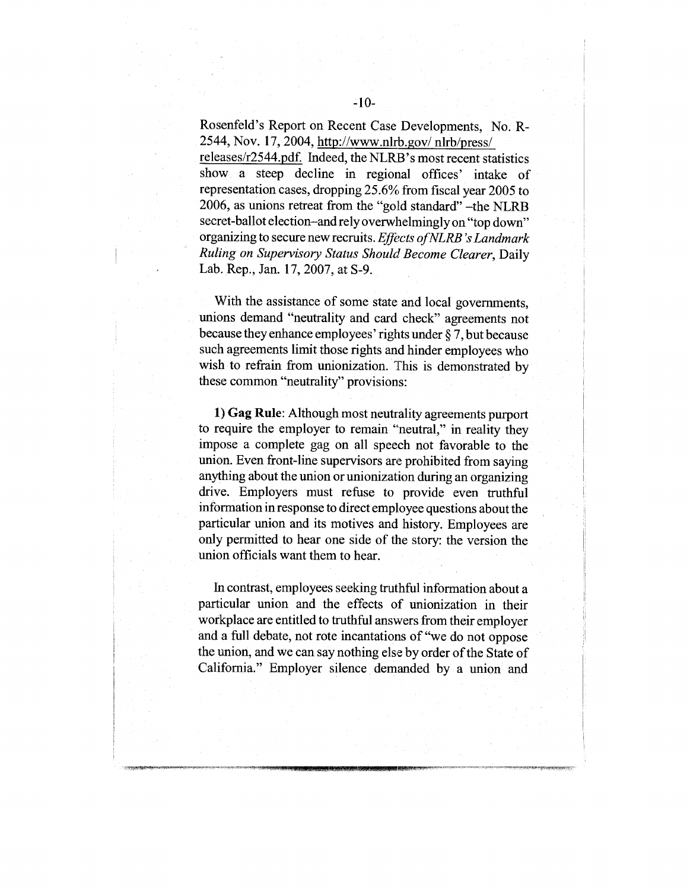Rosenfeld's Report on Recent Case Developments, No. R-2544, Nov. 17, 2004, http://www.nlrb.gov/ nlrb/press/ releases/r2544.pdf. Indeed, the NLRB's most recent statistics show a steep decline in regional offices' intake of representation cases, dropping 25.6% from fiscal year 2005 to 2006, as unions retreat from the "gold standard" –the NLRB secret-ballot election–and rely overwhelmingly on "top down" organizing to secure new recruits. *Effects of NLRB's Landmark Ruling on Supervisory Status Should Become Clearer*, Daily Lab. Rep., Jan. 17, 2007, at S-9.

With the assistance of some state and local governments, unions demand "neutrality and card check" agreements not because they enhance employees' rights under § 7, but because such agreements limit those rights and hinder employees who wish to refrain from unionization. This is demonstrated by these common "neutrality" provisions:

**1) Gag Rule**: Although most neutrality agreements purport to require the employer to remain "neutral," in reality they impose a complete gag on all speech not favorable to the union. Even front-line supervisors are prohibited from saying anything about the union or unionization during an organizing drive. Employers must refuse to provide even truthful information in response to direct employee questions about the particular union and its motives and history. Employees are only permitted to hear one side of the story: the version the union officials want them to hear.

In contrast, employees seeking truthful information about a particular union and the effects of unionization in their workplace are entitled to truthful answers from their employer and a full debate, not rote incantations of "we do not oppose the union, and we can say nothing else by order of the State of California." Employer silence demanded by a union and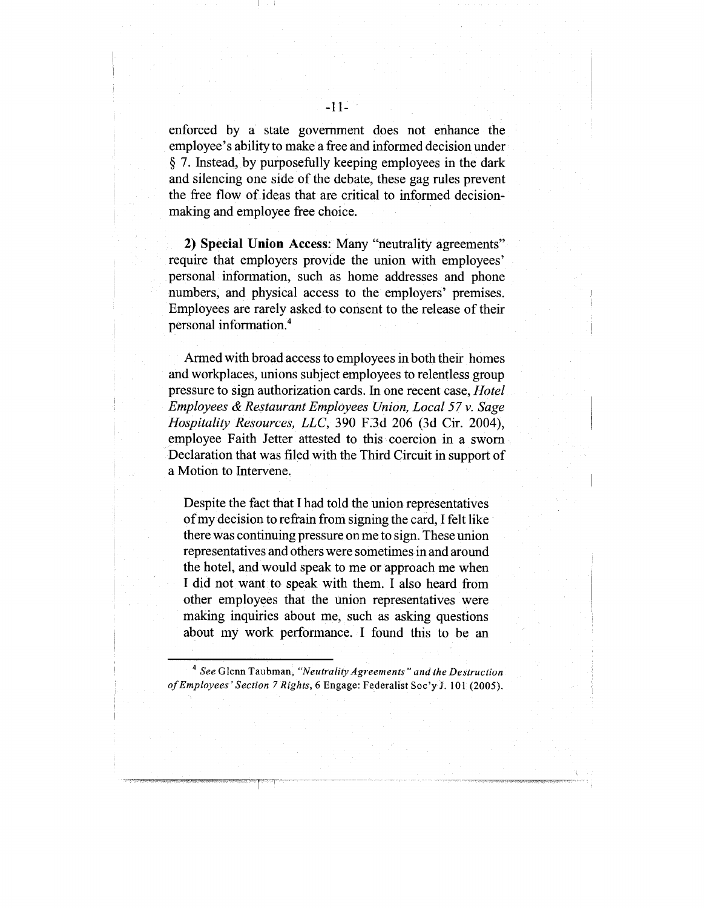enforced by a state government does not enhance the employee's ability to make a free and informed decision under § 7. Instead, by purposefully keeping employees in the dark and silencing one side of the debate, these gag rules prevent the free flow of ideas that are critical to informed decision-making and employee free choice.

**2) Special Union Access**: Many "neutrality agreements" require that employers provide the union with employees' personal information, such as home addresses and phone numbers, and physical access to the employers' premises. Employees are rarely asked to consent to the release of their personal information.[4]

Armed with broad access to employees in both their homes and workplaces, unions subject employees to relentless group pressure to sign authorization cards. In one recent case, *Hotel Employees & Restaurant Employees Union, Local 57 v. Sage Hospitality Resources, LLC*, 390 F.3d 206 (3d Cir. 2004), employee Faith Jetter attested to this coercion in a sworn Declaration that was filed with the Third Circuit in support of a Motion to Intervene.

> Despite the fact that I had told the union representatives of my decision to refrain from signing the card, I felt like there was continuing pressure on me to sign. These union representatives and others were sometimes in and around the hotel, and would speak to me or approach me when I did not want to speak with them. I also heard from other employees that the union representatives were making inquiries about me, such as asking questions about my work performance. I found this to be an

[4] *See* Glenn Taubman, *"Neutrality Agreements" and the Destruction of Employees' Section 7 Rights*, 6 Engage: Federalist Soc'y J. 101 (2005).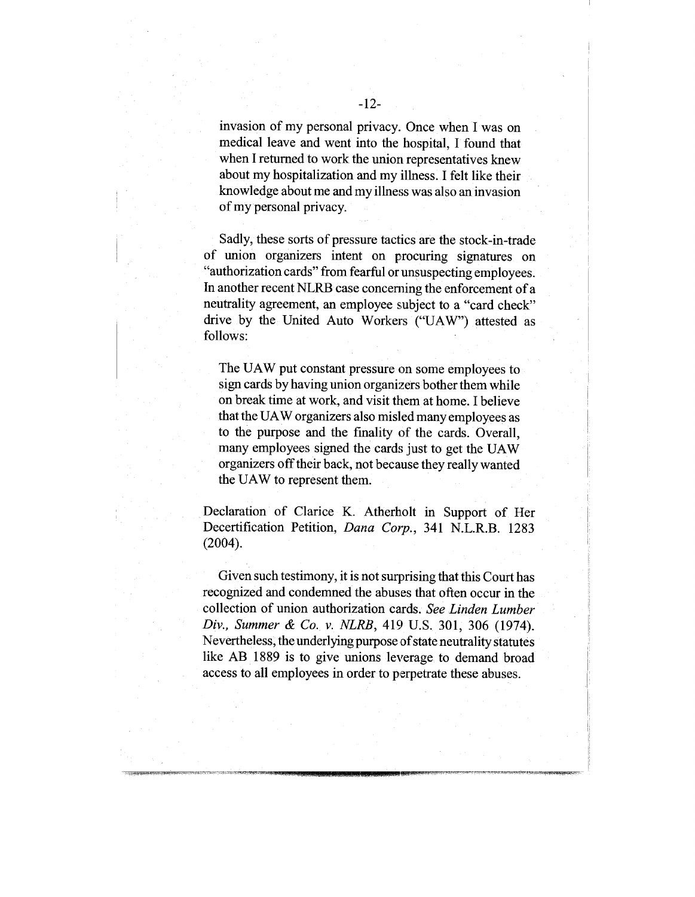> invasion of my personal privacy. Once when I was on medical leave and went into the hospital, I found that when I returned to work the union representatives knew about my hospitalization and my illness. I felt like their knowledge about me and my illness was also an invasion of my personal privacy.

Sadly, these sorts of pressure tactics are the stock-in-trade of union organizers intent on procuring signatures on "authorization cards" from fearful or unsuspecting employees. In another recent NLRB case concerning the enforcement of a neutrality agreement, an employee subject to a "card check" drive by the United Auto Workers ("UAW") attested as follows:

> The UAW put constant pressure on some employees to sign cards by having union organizers bother them while on break time at work, and visit them at home. I believe that the UAW organizers also misled many employees as to the purpose and the finality of the cards. Overall, many employees signed the cards just to get the UAW organizers off their back, not because they really wanted the UAW to represent them.

Declaration of Clarice K. Atherholt in Support of Her Decertification Petition, *Dana Corp.*, 341 N.L.R.B. 1283 (2004).

Given such testimony, it is not surprising that this Court has recognized and condemned the abuses that often occur in the collection of union authorization cards. *See Linden Lumber Div., Summer & Co. v. NLRB*, 419 U.S. 301, 306 (1974). Nevertheless, the underlying purpose of state neutrality statutes like AB 1889 is to give unions leverage to demand broad access to all employees in order to perpetrate these abuses.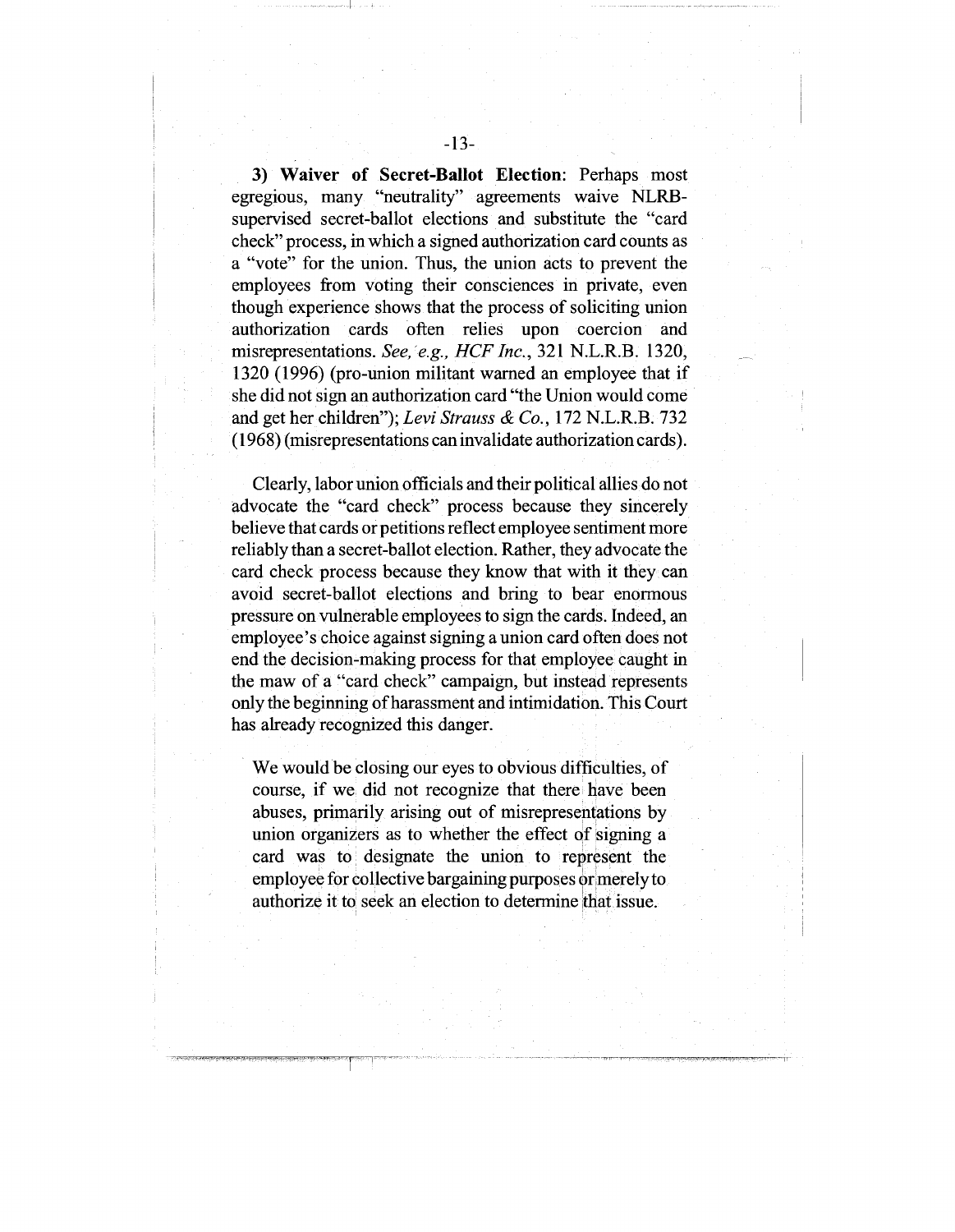**3) Waiver of Secret-Ballot Election**: Perhaps most egregious, many "neutrality" agreements waive NLRB-supervised secret-ballot elections and substitute the "card check" process, in which a signed authorization card counts as a "vote" for the union. Thus, the union acts to prevent the employees from voting their consciences in private, even though experience shows that the process of soliciting union authorization cards often relies upon coercion and misrepresentations. *See, e.g., HCF Inc.*, 321 N.L.R.B. 1320, 1320 (1996) (pro-union militant warned an employee that if she did not sign an authorization card "the Union would come and get her children"); *Levi Strauss & Co.*, 172 N.L.R.B. 732 (1968) (misrepresentations can invalidate authorization cards).

Clearly, labor union officials and their political allies do not advocate the "card check" process because they sincerely believe that cards or petitions reflect employee sentiment more reliably than a secret-ballot election. Rather, they advocate the card check process because they know that with it they can avoid secret-ballot elections and bring to bear enormous pressure on vulnerable employees to sign the cards. Indeed, an employee's choice against signing a union card often does not end the decision-making process for that employee caught in the maw of a "card check" campaign, but instead represents only the beginning of harassment and intimidation. This Court has already recognized this danger.

> We would be closing our eyes to obvious difficulties, of course, if we did not recognize that there have been abuses, primarily arising out of misrepresentations by union organizers as to whether the effect of signing a card was to designate the union to represent the employee for collective bargaining purposes or merely to authorize it to seek an election to determine that issue.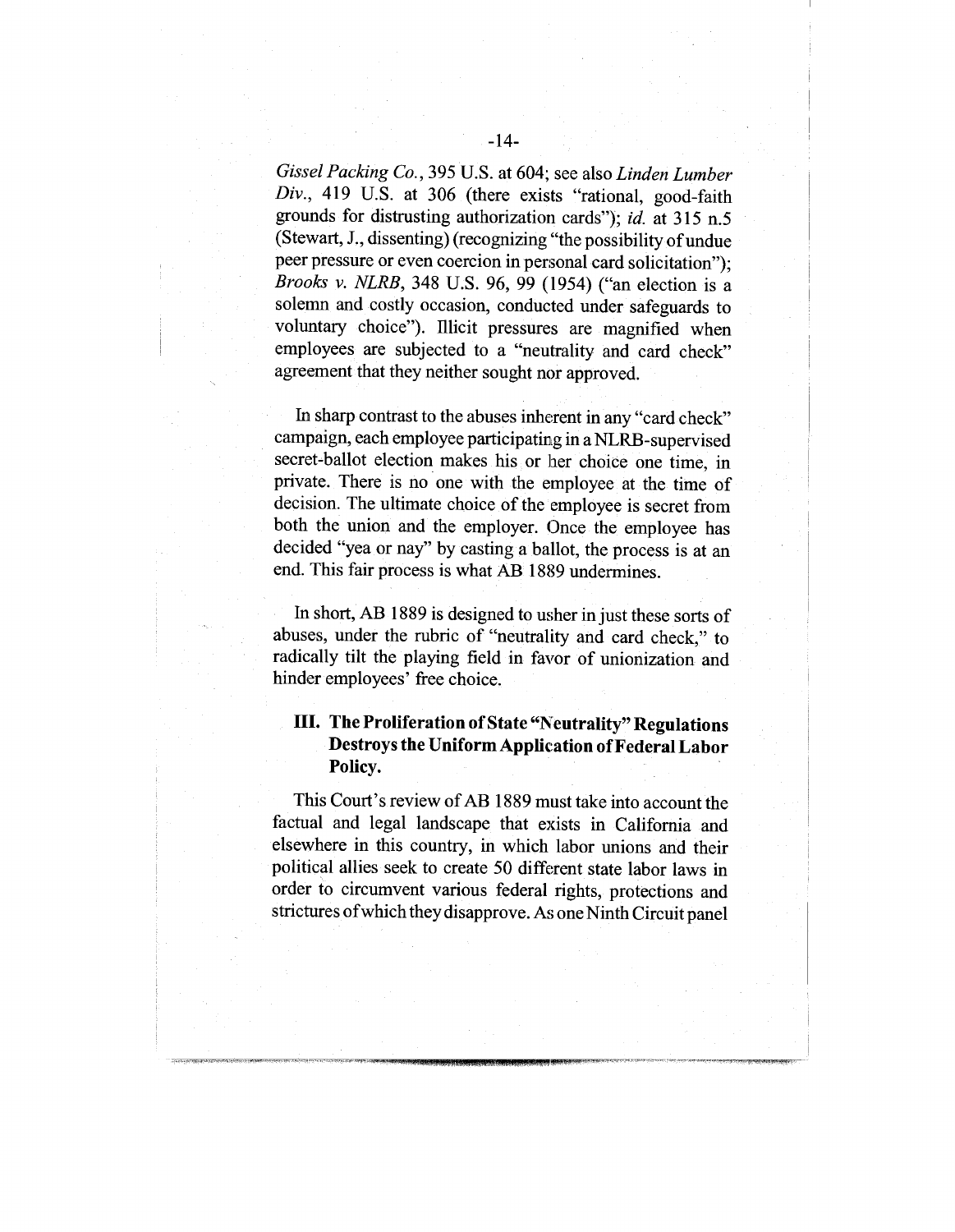*Gissel Packing Co.*, 395 U.S. at 604; see also *Linden Lumber Div.*, 419 U.S. at 306 (there exists "rational, good-faith grounds for distrusting authorization cards"); *id.* at 315 n.5 (Stewart, J., dissenting) (recognizing "the possibility of undue peer pressure or even coercion in personal card solicitation"); *Brooks v. NLRB*, 348 U.S. 96, 99 (1954) ("an election is a solemn and costly occasion, conducted under safeguards to voluntary choice"). Illicit pressures are magnified when employees are subjected to a "neutrality and card check" agreement that they neither sought nor approved.

In sharp contrast to the abuses inherent in any "card check" campaign, each employee participating in a NLRB-supervised secret-ballot election makes his or her choice one time, in private. There is no one with the employee at the time of decision. The ultimate choice of the employee is secret from both the union and the employer. Once the employee has decided "yea or nay" by casting a ballot, the process is at an end. This fair process is what AB 1889 undermines.

In short, AB 1889 is designed to usher in just these sorts of abuses, under the rubric of "neutrality and card check," to radically tilt the playing field in favor of unionization and hinder employees' free choice.

## III. The Proliferation of State "Neutrality" Regulations Destroys the Uniform Application of Federal Labor Policy.

This Court's review of AB 1889 must take into account the factual and legal landscape that exists in California and elsewhere in this country, in which labor unions and their political allies seek to create 50 different state labor laws in order to circumvent various federal rights, protections and strictures of which they disapprove. As one Ninth Circuit panel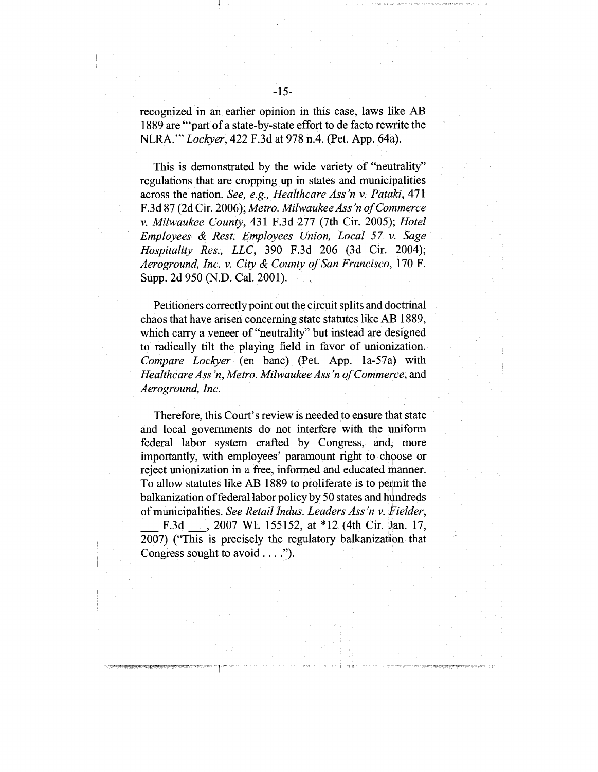recognized in an earlier opinion in this case, laws like AB 1889 are "'part of a state-by-state effort to de facto rewrite the NLRA.'" *Lockyer*, 422 F.3d at 978 n.4. (Pet. App. 64a).

This is demonstrated by the wide variety of "neutrality" regulations that are cropping up in states and municipalities across the nation. *See, e.g., Healthcare Ass'n v. Pataki*, 471 F.3d 87 (2d Cir. 2006); *Metro. Milwaukee Ass'n of Commerce v. Milwaukee County*, 431 F.3d 277 (7th Cir. 2005); *Hotel Employees & Rest. Employees Union, Local 57 v. Sage Hospitality Res., LLC*, 390 F.3d 206 (3d Cir. 2004); *Aeroground, Inc. v. City & County of San Francisco*, 170 F. Supp. 2d 950 (N.D. Cal. 2001).

Petitioners correctly point out the circuit splits and doctrinal chaos that have arisen concerning state statutes like AB 1889, which carry a veneer of "neutrality" but instead are designed to radically tilt the playing field in favor of unionization. *Compare Lockyer* (en banc) (Pet. App. 1a-57a) with *Healthcare Ass'n*, *Metro. Milwaukee Ass'n of Commerce*, and *Aeroground, Inc.*

Therefore, this Court's review is needed to ensure that state and local governments do not interfere with the uniform federal labor system crafted by Congress, and, more importantly, with employees' paramount right to choose or reject unionization in a free, informed and educated manner. To allow statutes like AB 1889 to proliferate is to permit the balkanization of federal labor policy by 50 states and hundreds of municipalities. *See Retail Indus. Leaders Ass'n v. Fielder*, \_\_\_ F.3d \_\_\_, 2007 WL 155152, at *12 (4th Cir. Jan. 17, 2007) ("This is precisely the regulatory balkanization that Congress sought to avoid . . . .").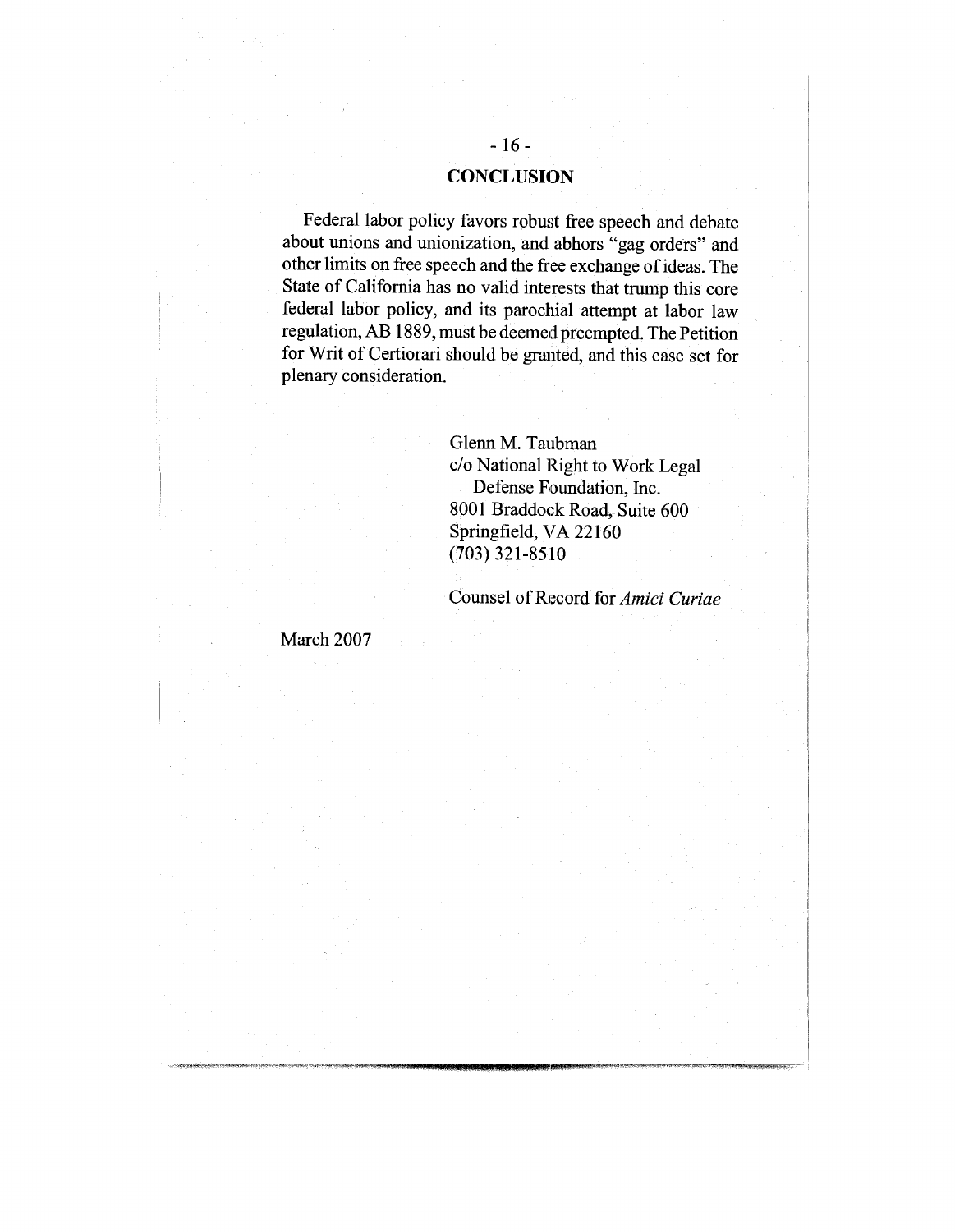## CONCLUSION

Federal labor policy favors robust free speech and debate about unions and unionization, and abhors "gag orders" and other limits on free speech and the free exchange of ideas. The State of California has no valid interests that trump this core federal labor policy, and its parochial attempt at labor law regulation, AB 1889, must be deemed preempted. The Petition for Writ of Certiorari should be granted, and this case set for plenary consideration.

Glenn M. Taubman
c/o National Right to Work Legal
Defense Foundation, Inc.
8001 Braddock Road, Suite 600
Springfield, VA 22160
(703) 321-8510

Counsel of Record for *Amici Curiae*

March 2007